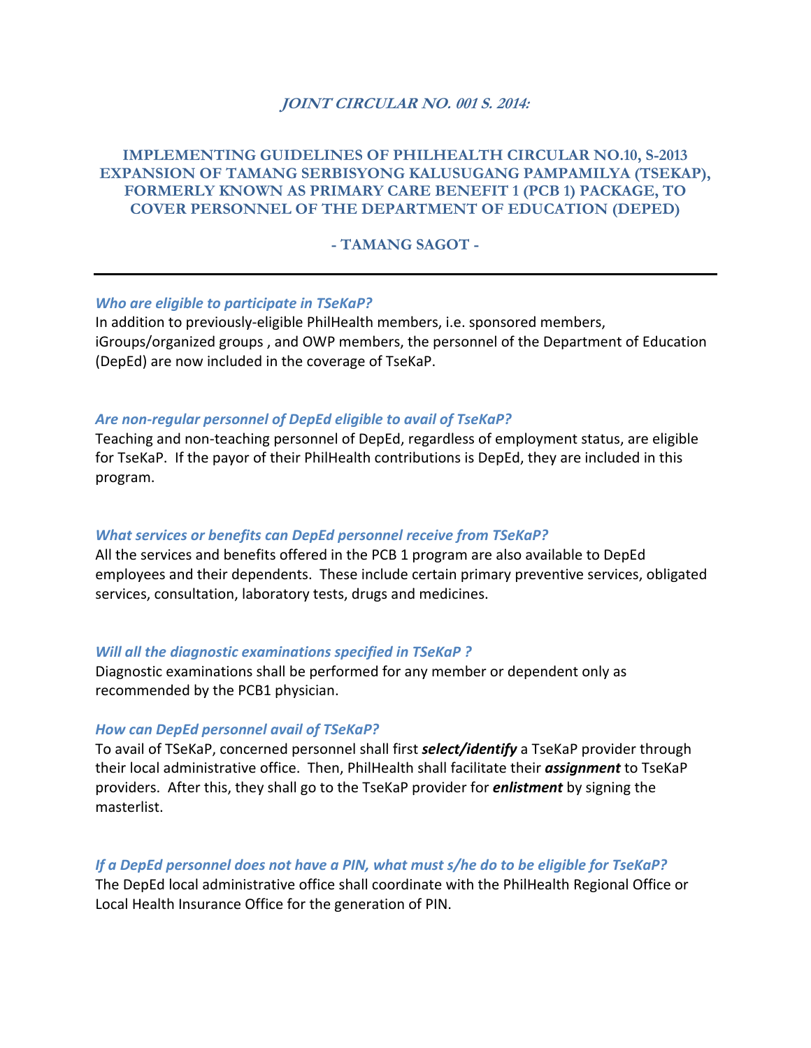# *JOINT CIRCULAR NO. 001 S. 2014:*

## IMPLEMENTING GUIDELINES OF PHILHEALTH CIRCULAR NO.10, S-2013 EXPANSION OF TAMANG SERBISYONG KALUSUGANG PAMPAMILYA (TSEKAP), FORMERLY KNOWN AS PRIMARY CARE BENEFIT 1 (PCB 1) PACKAGE, TO COVER PERSONNEL OF THE DEPARTMENT OF EDUCATION (DEPED)

## - TAMANG SAGOT -

---

### *Who are eligible to participate in TSeKaP?*

In addition to previously-eligible PhilHealth members, i.e. sponsored members, iGroups/organized groups , and OWP members, the personnel of the Department of Education (DepEd) are now included in the coverage of TseKaP.

### *Are non-regular personnel of DepEd eligible to avail of TseKaP?*

Teaching and non-teaching personnel of DepEd, regardless of employment status, are eligible for TseKaP. If the payor of their PhilHealth contributions is DepEd, they are included in this program.

### *What services or benefits can DepEd personnel receive from TSeKaP?*

All the services and benefits offered in the PCB 1 program are also available to DepEd employees and their dependents. These include certain primary preventive services, obligated services, consultation, laboratory tests, drugs and medicines.

### *Will all the diagnostic examinations specified in TSeKaP ?*

Diagnostic examinations shall be performed for any member or dependent only as recommended by the PCB1 physician.

### *How can DepEd personnel avail of TSeKaP?*

To avail of TSeKaP, concerned personnel shall first ***select/identify*** a TseKaP provider through their local administrative office. Then, PhilHealth shall facilitate their ***assignment*** to TseKaP providers. After this, they shall go to the TseKaP provider for ***enlistment*** by signing the masterlist.

### *If a DepEd personnel does not have a PIN, what must s/he do to be eligible for TseKaP?*

The DepEd local administrative office shall coordinate with the PhilHealth Regional Office or Local Health Insurance Office for the generation of PIN.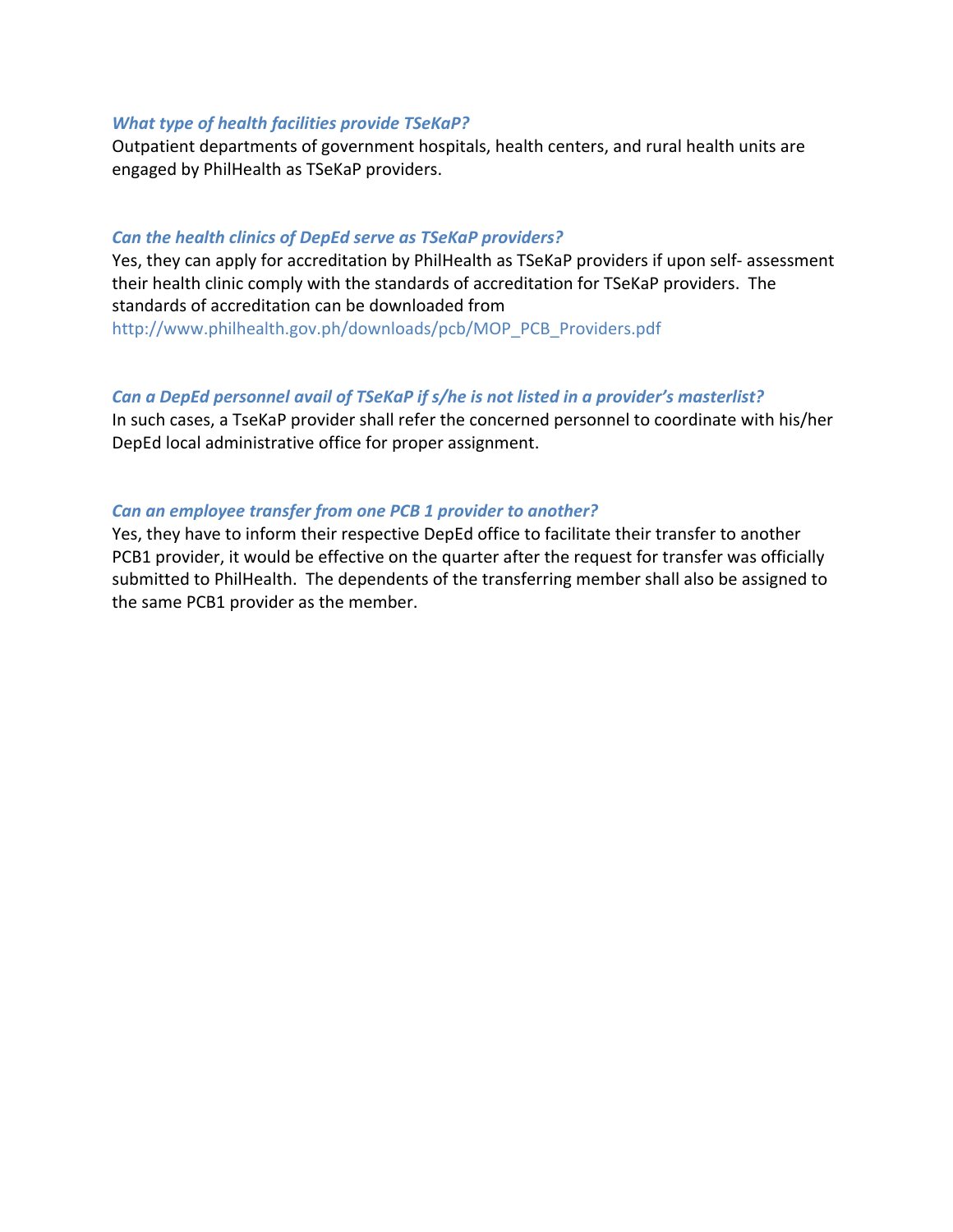***What type of health facilities provide TSeKaP?***

Outpatient departments of government hospitals, health centers, and rural health units are engaged by PhilHealth as TSeKaP providers.

***Can the health clinics of DepEd serve as TSeKaP providers?***

Yes, they can apply for accreditation by PhilHealth as TSeKaP providers if upon self- assessment their health clinic comply with the standards of accreditation for TSeKaP providers. The standards of accreditation can be downloaded from http://www.philhealth.gov.ph/downloads/pcb/MOP_PCB_Providers.pdf

***Can a DepEd personnel avail of TSeKaP if s/he is not listed in a provider's masterlist?***

In such cases, a TseKaP provider shall refer the concerned personnel to coordinate with his/her DepEd local administrative office for proper assignment.

***Can an employee transfer from one PCB 1 provider to another?***

Yes, they have to inform their respective DepEd office to facilitate their transfer to another PCB1 provider, it would be effective on the quarter after the request for transfer was officially submitted to PhilHealth. The dependents of the transferring member shall also be assigned to the same PCB1 provider as the member.